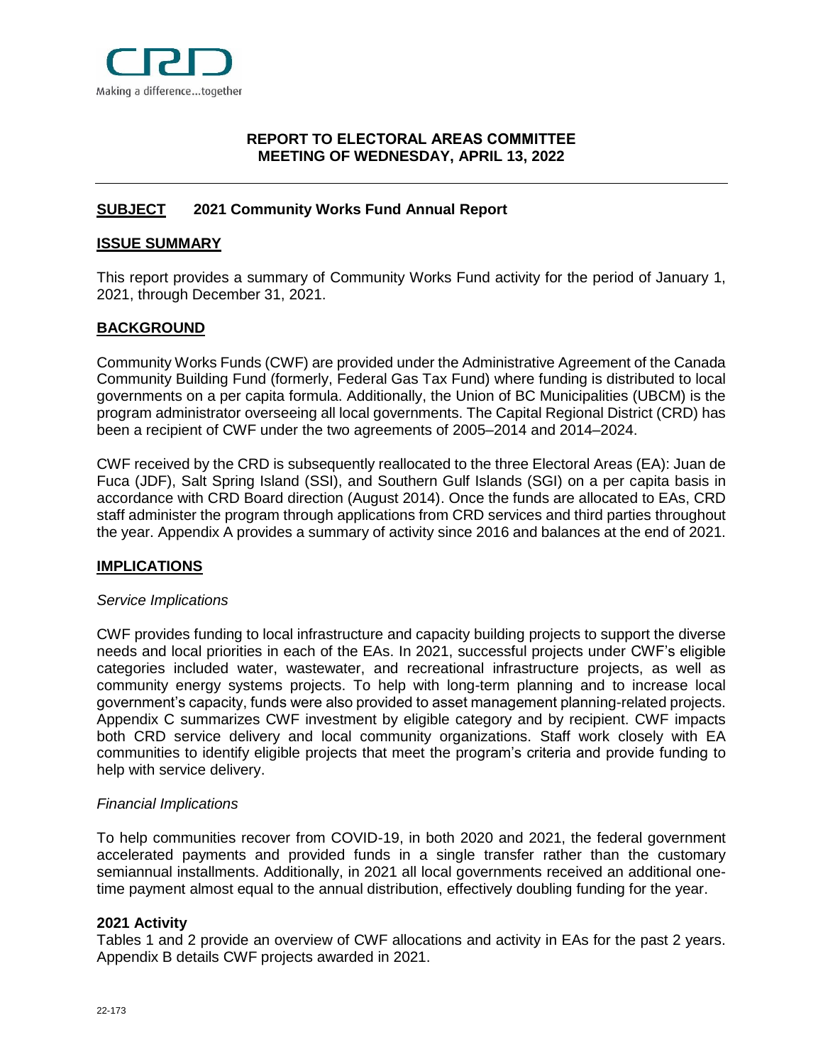Making a difference...together

**REPORT TO ELECTORAL AREAS COMMITTEE**
**MEETING OF WEDNESDAY, APRIL 13, 2022**

---

## SUBJECT 2021 Community Works Fund Annual Report

## ISSUE SUMMARY

This report provides a summary of Community Works Fund activity for the period of January 1, 2021, through December 31, 2021.

## BACKGROUND

Community Works Funds (CWF) are provided under the Administrative Agreement of the Canada Community Building Fund (formerly, Federal Gas Tax Fund) where funding is distributed to local governments on a per capita formula. Additionally, the Union of BC Municipalities (UBCM) is the program administrator overseeing all local governments. The Capital Regional District (CRD) has been a recipient of CWF under the two agreements of 2005–2014 and 2014–2024.

CWF received by the CRD is subsequently reallocated to the three Electoral Areas (EA): Juan de Fuca (JDF), Salt Spring Island (SSI), and Southern Gulf Islands (SGI) on a per capita basis in accordance with CRD Board direction (August 2014). Once the funds are allocated to EAs, CRD staff administer the program through applications from CRD services and third parties throughout the year. Appendix A provides a summary of activity since 2016 and balances at the end of 2021.

## IMPLICATIONS

*Service Implications*

CWF provides funding to local infrastructure and capacity building projects to support the diverse needs and local priorities in each of the EAs. In 2021, successful projects under CWF's eligible categories included water, wastewater, and recreational infrastructure projects, as well as community energy systems projects. To help with long-term planning and to increase local government's capacity, funds were also provided to asset management planning-related projects. Appendix C summarizes CWF investment by eligible category and by recipient. CWF impacts both CRD service delivery and local community organizations. Staff work closely with EA communities to identify eligible projects that meet the program's criteria and provide funding to help with service delivery.

*Financial Implications*

To help communities recover from COVID-19, in both 2020 and 2021, the federal government accelerated payments and provided funds in a single transfer rather than the customary semiannual installments. Additionally, in 2021 all local governments received an additional one-time payment almost equal to the annual distribution, effectively doubling funding for the year.

### 2021 Activity

Tables 1 and 2 provide an overview of CWF allocations and activity in EAs for the past 2 years. Appendix B details CWF projects awarded in 2021.

22-173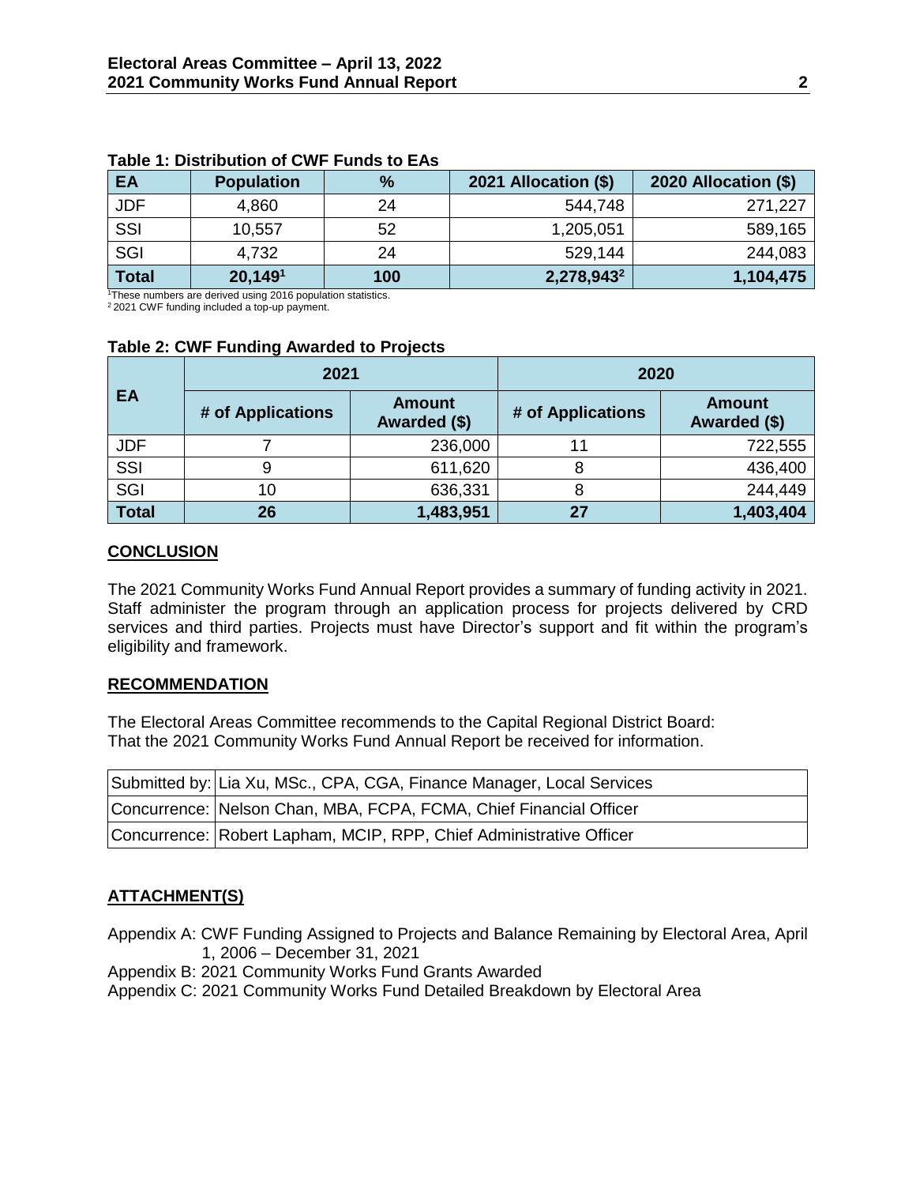**Table 1: Distribution of CWF Funds to EAs**

| EA | Population | % | 2021 Allocation ($) | 2020 Allocation ($) |
|---|---|---|---|---|
| JDF | 4,860 | 24 | 544,748 | 271,227 |
| SSI | 10,557 | 52 | 1,205,051 | 589,165 |
| SGI | 4,732 | 24 | 529,144 | 244,083 |
| **Total** | **20,149[1]** | **100** | **2,278,943[2]** | **1,104,475** |

[1] These numbers are derived using 2016 population statistics.
[2] 2021 CWF funding included a top-up payment.

**Table 2: CWF Funding Awarded to Projects**

| EA | 2021 | | 2020 | |
|---|---|---|---|---|
| | # of Applications | Amount Awarded ($) | # of Applications | Amount Awarded ($) |
| JDF | 7 | 236,000 | 11 | 722,555 |
| SSI | 9 | 611,620 | 8 | 436,400 |
| SGI | 10 | 636,331 | 8 | 244,449 |
| **Total** | **26** | **1,483,951** | **27** | **1,403,404** |

## CONCLUSION

The 2021 Community Works Fund Annual Report provides a summary of funding activity in 2021. Staff administer the program through an application process for projects delivered by CRD services and third parties. Projects must have Director's support and fit within the program's eligibility and framework.

## RECOMMENDATION

The Electoral Areas Committee recommends to the Capital Regional District Board:
That the 2021 Community Works Fund Annual Report be received for information.

| | |
|---|---|
| Submitted by: | Lia Xu, MSc., CPA, CGA, Finance Manager, Local Services |
| Concurrence: | Nelson Chan, MBA, FCPA, FCMA, Chief Financial Officer |
| Concurrence: | Robert Lapham, MCIP, RPP, Chief Administrative Officer |

## ATTACHMENT(S)

Appendix A: CWF Funding Assigned to Projects and Balance Remaining by Electoral Area, April 1, 2006 – December 31, 2021
Appendix B: 2021 Community Works Fund Grants Awarded
Appendix C: 2021 Community Works Fund Detailed Breakdown by Electoral Area